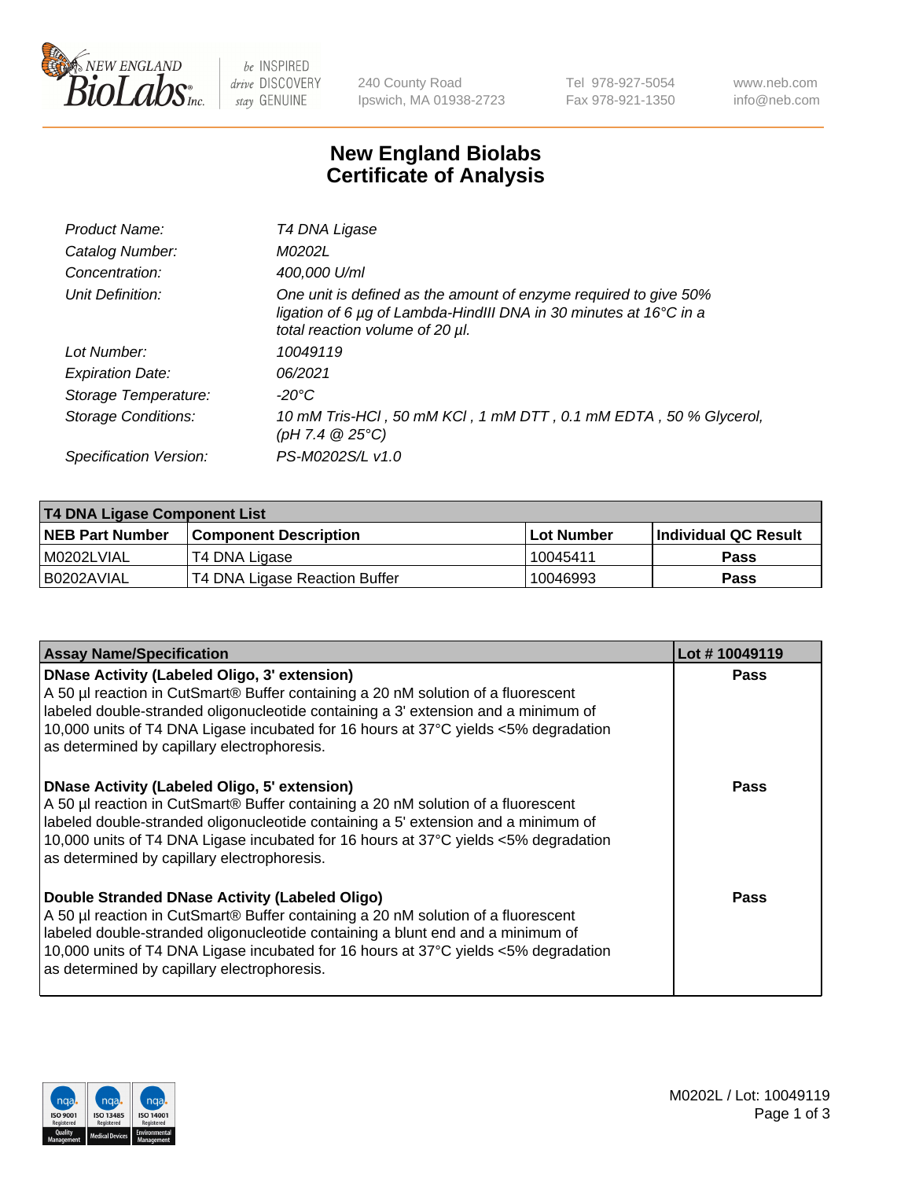# New England Biolabs
## Certificate of Analysis

| | |
|---|---|
| *Product Name:* | *T4 DNA Ligase* |
| *Catalog Number:* | *M0202L* |
| *Concentration:* | *400,000 U/ml* |
| *Unit Definition:* | *One unit is defined as the amount of enzyme required to give 50% ligation of 6 µg of Lambda-HindIII DNA in 30 minutes at 16°C in a total reaction volume of 20 µl.* |
| *Lot Number:* | *10049119* |
| *Expiration Date:* | *06/2021* |
| *Storage Temperature:* | *-20°C* |
| *Storage Conditions:* | *10 mM Tris-HCl , 50 mM KCl , 1 mM DTT , 0.1 mM EDTA , 50 % Glycerol, (pH 7.4 @ 25°C)* |
| *Specification Version:* | *PS-M0202S/L v1.0* |

**T4 DNA Ligase Component List**

| NEB Part Number | Component Description | Lot Number | Individual QC Result |
|---|---|---|---|
| M0202LVIAL | T4 DNA Ligase | 10045411 | Pass |
| B0202AVIAL | T4 DNA Ligase Reaction Buffer | 10046993 | Pass |

| Assay Name/Specification | Lot # 10049119 |
|---|---|
| **DNase Activity (Labeled Oligo, 3' extension)** A 50 µl reaction in CutSmart® Buffer containing a 20 nM solution of a fluorescent labeled double-stranded oligonucleotide containing a 3' extension and a minimum of 10,000 units of T4 DNA Ligase incubated for 16 hours at 37°C yields <5% degradation as determined by capillary electrophoresis. | Pass |
| **DNase Activity (Labeled Oligo, 5' extension)** A 50 µl reaction in CutSmart® Buffer containing a 20 nM solution of a fluorescent labeled double-stranded oligonucleotide containing a 5' extension and a minimum of 10,000 units of T4 DNA Ligase incubated for 16 hours at 37°C yields <5% degradation as determined by capillary electrophoresis. | Pass |
| **Double Stranded DNase Activity (Labeled Oligo)** A 50 µl reaction in CutSmart® Buffer containing a 20 nM solution of a fluorescent labeled double-stranded oligonucleotide containing a blunt end and a minimum of 10,000 units of T4 DNA Ligase incubated for 16 hours at 37°C yields <5% degradation as determined by capillary electrophoresis. | Pass |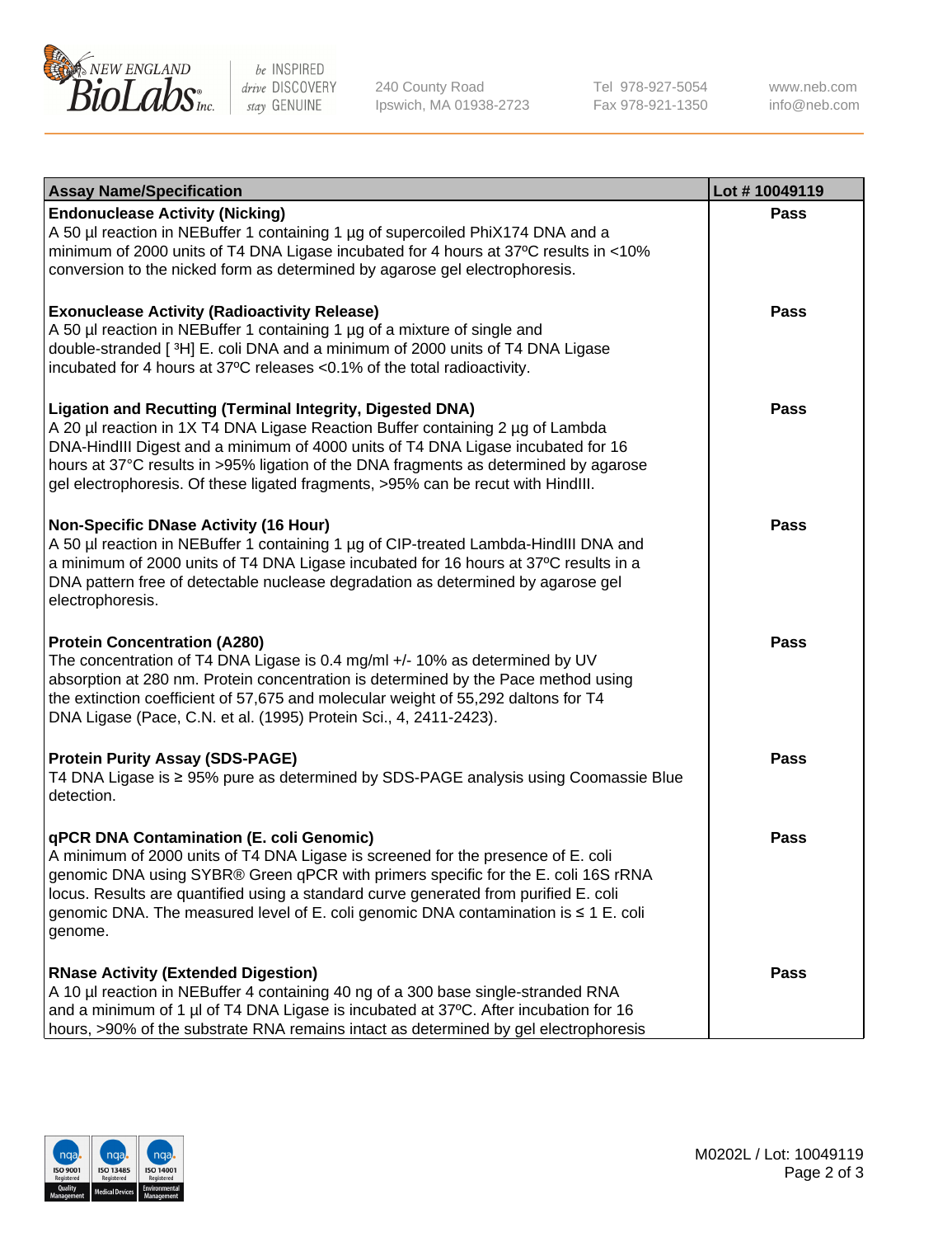| Assay Name/Specification | Lot # 10049119 |
|---|---|
| **Endonuclease Activity (Nicking)**<br>A 50 µl reaction in NEBuffer 1 containing 1 µg of supercoiled PhiX174 DNA and a minimum of 2000 units of T4 DNA Ligase incubated for 4 hours at 37ºC results in <10% conversion to the nicked form as determined by agarose gel electrophoresis. | Pass |
| **Exonuclease Activity (Radioactivity Release)**<br>A 50 µl reaction in NEBuffer 1 containing 1 µg of a mixture of single and double-stranded [ $^3$H] E. coli DNA and a minimum of 2000 units of T4 DNA Ligase incubated for 4 hours at 37ºC releases <0.1% of the total radioactivity. | Pass |
| **Ligation and Recutting (Terminal Integrity, Digested DNA)**<br>A 20 µl reaction in 1X T4 DNA Ligase Reaction Buffer containing 2 µg of Lambda DNA-HindIII Digest and a minimum of 4000 units of T4 DNA Ligase incubated for 16 hours at 37°C results in >95% ligation of the DNA fragments as determined by agarose gel electrophoresis. Of these ligated fragments, >95% can be recut with HindIII. | Pass |
| **Non-Specific DNase Activity (16 Hour)**<br>A 50 µl reaction in NEBuffer 1 containing 1 µg of CIP-treated Lambda-HindIII DNA and a minimum of 2000 units of T4 DNA Ligase incubated for 16 hours at 37ºC results in a DNA pattern free of detectable nuclease degradation as determined by agarose gel electrophoresis. | Pass |
| **Protein Concentration (A280)**<br>The concentration of T4 DNA Ligase is 0.4 mg/ml +/- 10% as determined by UV absorption at 280 nm. Protein concentration is determined by the Pace method using the extinction coefficient of 57,675 and molecular weight of 55,292 daltons for T4 DNA Ligase (Pace, C.N. et al. (1995) Protein Sci., 4, 2411-2423). | Pass |
| **Protein Purity Assay (SDS-PAGE)**<br>T4 DNA Ligase is ≥ 95% pure as determined by SDS-PAGE analysis using Coomassie Blue detection. | Pass |
| **qPCR DNA Contamination (E. coli Genomic)**<br>A minimum of 2000 units of T4 DNA Ligase is screened for the presence of E. coli genomic DNA using SYBR® Green qPCR with primers specific for the E. coli 16S rRNA locus. Results are quantified using a standard curve generated from purified E. coli genomic DNA. The measured level of E. coli genomic DNA contamination is ≤ 1 E. coli genome. | Pass |
| **RNase Activity (Extended Digestion)**<br>A 10 µl reaction in NEBuffer 4 containing 40 ng of a 300 base single-stranded RNA and a minimum of 1 µl of T4 DNA Ligase is incubated at 37ºC. After incubation for 16 hours, >90% of the substrate RNA remains intact as determined by gel electrophoresis | Pass |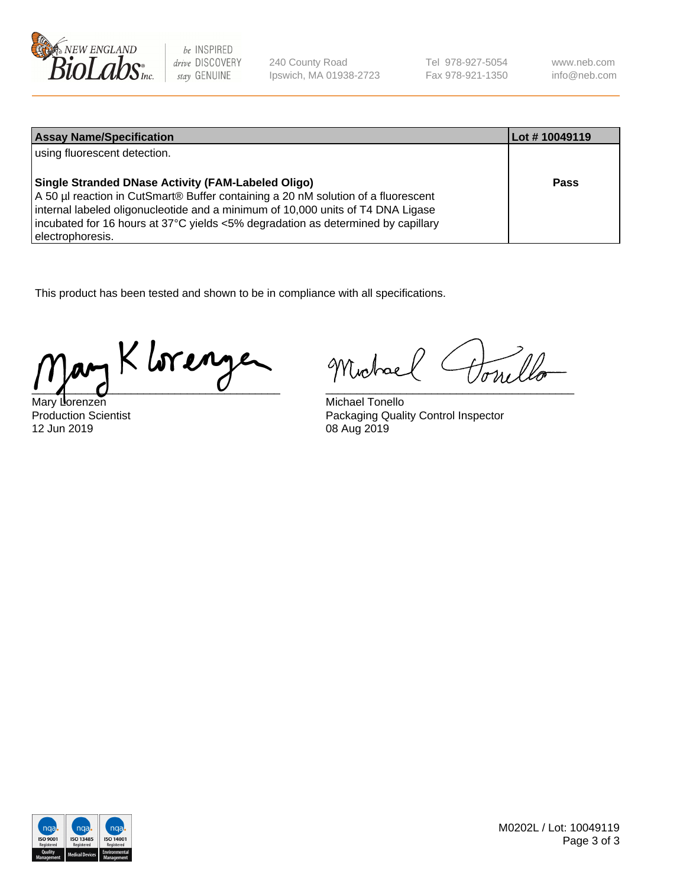| Assay Name/Specification | Lot # 10049119 |
|---|---|
| using fluorescent detection. | |
| **Single Stranded DNase Activity (FAM-Labeled Oligo)**<br>A 50 µl reaction in CutSmart® Buffer containing a 20 nM solution of a fluorescent internal labeled oligonucleotide and a minimum of 10,000 units of T4 DNA Ligase incubated for 16 hours at 37°C yields <5% degradation as determined by capillary electrophoresis. | **Pass** |

This product has been tested and shown to be in compliance with all specifications.

Mary Lorenzen
Production Scientist
12 Jun 2019

Michael Tonello
Packaging Quality Control Inspector
08 Aug 2019

M0202L / Lot: 10049119